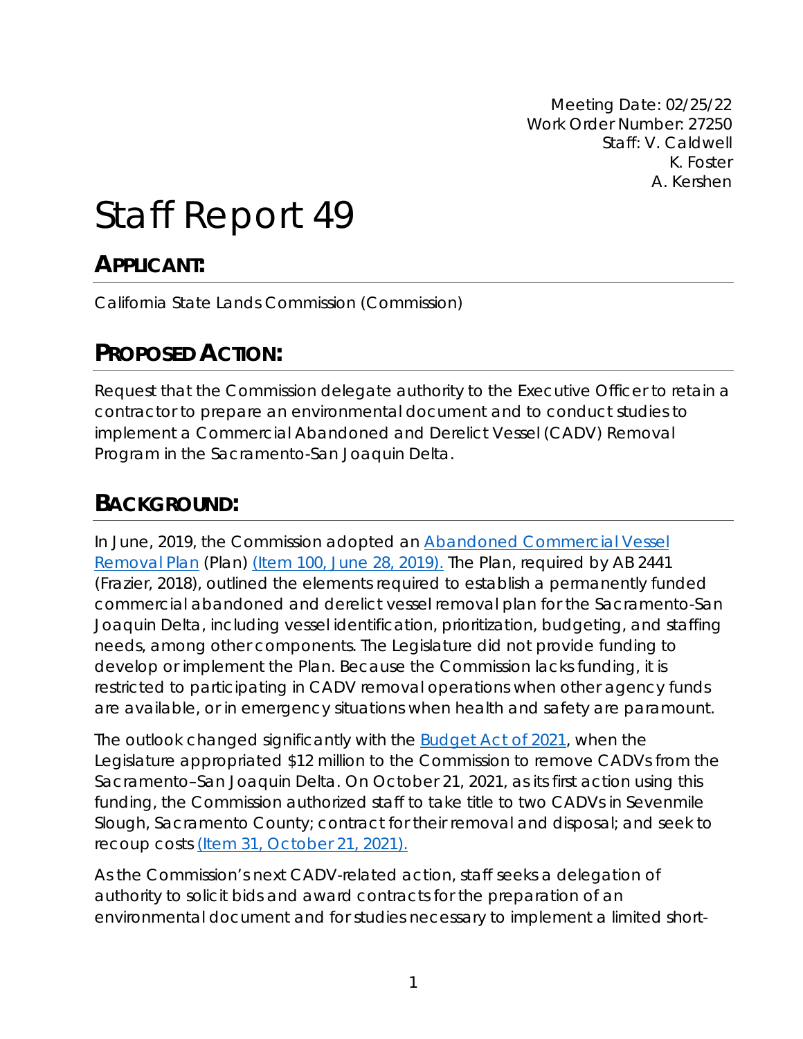Meeting Date: 02/25/22
Work Order Number: 27250
Staff: V. Caldwell
K. Foster
A. Kershen

# Staff Report 49

## APPLICANT:

California State Lands Commission (Commission)

## PROPOSED ACTION:

Request that the Commission delegate authority to the Executive Officer to retain a contractor to prepare an environmental document and to conduct studies to implement a Commercial Abandoned and Derelict Vessel (CADV) Removal Program in the Sacramento-San Joaquin Delta.

## BACKGROUND:

In June, 2019, the Commission adopted an Abandoned Commercial Vessel Removal Plan (Plan) (Item 100, June 28, 2019). The Plan, required by AB 2441 (Frazier, 2018), outlined the elements required to establish a permanently funded commercial abandoned and derelict vessel removal plan for the Sacramento-San Joaquin Delta, including vessel identification, prioritization, budgeting, and staffing needs, among other components. The Legislature did not provide funding to develop or implement the Plan. Because the Commission lacks funding, it is restricted to participating in CADV removal operations when other agency funds are available, or in emergency situations when health and safety are paramount.

The outlook changed significantly with the Budget Act of 2021, when the Legislature appropriated $12 million to the Commission to remove CADVs from the Sacramento–San Joaquin Delta. On October 21, 2021, as its first action using this funding, the Commission authorized staff to take title to two CADVs in Sevenmile Slough, Sacramento County; contract for their removal and disposal; and seek to recoup costs (Item 31, October 21, 2021).

As the Commission's next CADV-related action, staff seeks a delegation of authority to solicit bids and award contracts for the preparation of an environmental document and for studies necessary to implement a limited short-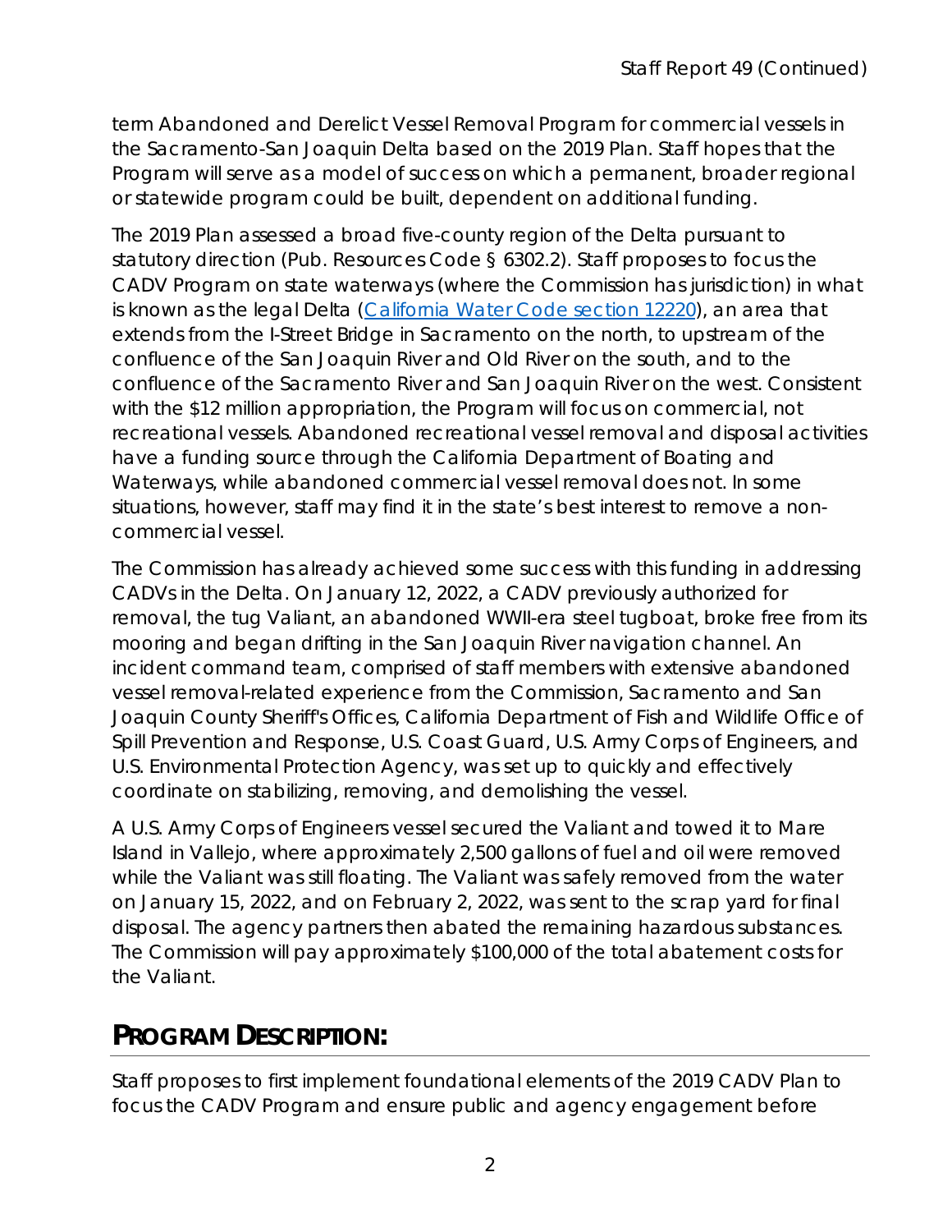term Abandoned and Derelict Vessel Removal Program for commercial vessels in the Sacramento-San Joaquin Delta based on the 2019 Plan. Staff hopes that the Program will serve as a model of success on which a permanent, broader regional or statewide program could be built, dependent on additional funding.

The 2019 Plan assessed a broad five-county region of the Delta pursuant to statutory direction (Pub. Resources Code § 6302.2). Staff proposes to focus the CADV Program on state waterways (where the Commission has jurisdiction) in what is known as the legal Delta ([California Water Code section 12220]), an area that extends from the I-Street Bridge in Sacramento on the north, to upstream of the confluence of the San Joaquin River and Old River on the south, and to the confluence of the Sacramento River and San Joaquin River on the west. Consistent with the $12 million appropriation, the Program will focus on commercial, not recreational vessels. Abandoned recreational vessel removal and disposal activities have a funding source through the California Department of Boating and Waterways, while abandoned commercial vessel removal does not. In some situations, however, staff may find it in the state's best interest to remove a non-commercial vessel.

The Commission has already achieved some success with this funding in addressing CADVs in the Delta. On January 12, 2022, a CADV previously authorized for removal, the tug Valiant, an abandoned WWII-era steel tugboat, broke free from its mooring and began drifting in the San Joaquin River navigation channel. An incident command team, comprised of staff members with extensive abandoned vessel removal-related experience from the Commission, Sacramento and San Joaquin County Sheriff's Offices, California Department of Fish and Wildlife Office of Spill Prevention and Response, U.S. Coast Guard, U.S. Army Corps of Engineers, and U.S. Environmental Protection Agency, was set up to quickly and effectively coordinate on stabilizing, removing, and demolishing the vessel.

A U.S. Army Corps of Engineers vessel secured the Valiant and towed it to Mare Island in Vallejo, where approximately 2,500 gallons of fuel and oil were removed while the Valiant was still floating. The Valiant was safely removed from the water on January 15, 2022, and on February 2, 2022, was sent to the scrap yard for final disposal. The agency partners then abated the remaining hazardous substances. The Commission will pay approximately $100,000 of the total abatement costs for the Valiant.

## PROGRAM DESCRIPTION:

Staff proposes to first implement foundational elements of the 2019 CADV Plan to focus the CADV Program and ensure public and agency engagement before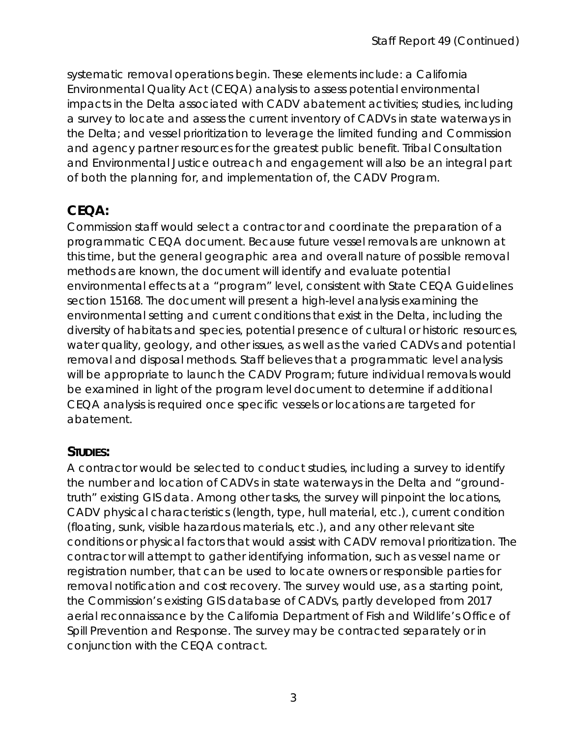systematic removal operations begin. These elements include: a California Environmental Quality Act (CEQA) analysis to assess potential environmental impacts in the Delta associated with CADV abatement activities; studies, including a survey to locate and assess the current inventory of CADVs in state waterways in the Delta; and vessel prioritization to leverage the limited funding and Commission and agency partner resources for the greatest public benefit. Tribal Consultation and Environmental Justice outreach and engagement will also be an integral part of both the planning for, and implementation of, the CADV Program.

## CEQA:

Commission staff would select a contractor and coordinate the preparation of a programmatic CEQA document. Because future vessel removals are unknown at this time, but the general geographic area and overall nature of possible removal methods are known, the document will identify and evaluate potential environmental effects at a "program" level, consistent with State CEQA Guidelines section 15168. The document will present a high-level analysis examining the environmental setting and current conditions that exist in the Delta, including the diversity of habitats and species, potential presence of cultural or historic resources, water quality, geology, and other issues, as well as the varied CADVs and potential removal and disposal methods. Staff believes that a programmatic level analysis will be appropriate to launch the CADV Program; future individual removals would be examined in light of the program level document to determine if additional CEQA analysis is required once specific vessels or locations are targeted for abatement.

## STUDIES:

A contractor would be selected to conduct studies, including a survey to identify the number and location of CADVs in state waterways in the Delta and "ground-truth" existing GIS data. Among other tasks, the survey will pinpoint the locations, CADV physical characteristics (length, type, hull material, etc.), current condition (floating, sunk, visible hazardous materials, etc.), and any other relevant site conditions or physical factors that would assist with CADV removal prioritization. The contractor will attempt to gather identifying information, such as vessel name or registration number, that can be used to locate owners or responsible parties for removal notification and cost recovery. The survey would use, as a starting point, the Commission's existing GIS database of CADVs, partly developed from 2017 aerial reconnaissance by the California Department of Fish and Wildlife's Office of Spill Prevention and Response. The survey may be contracted separately or in conjunction with the CEQA contract.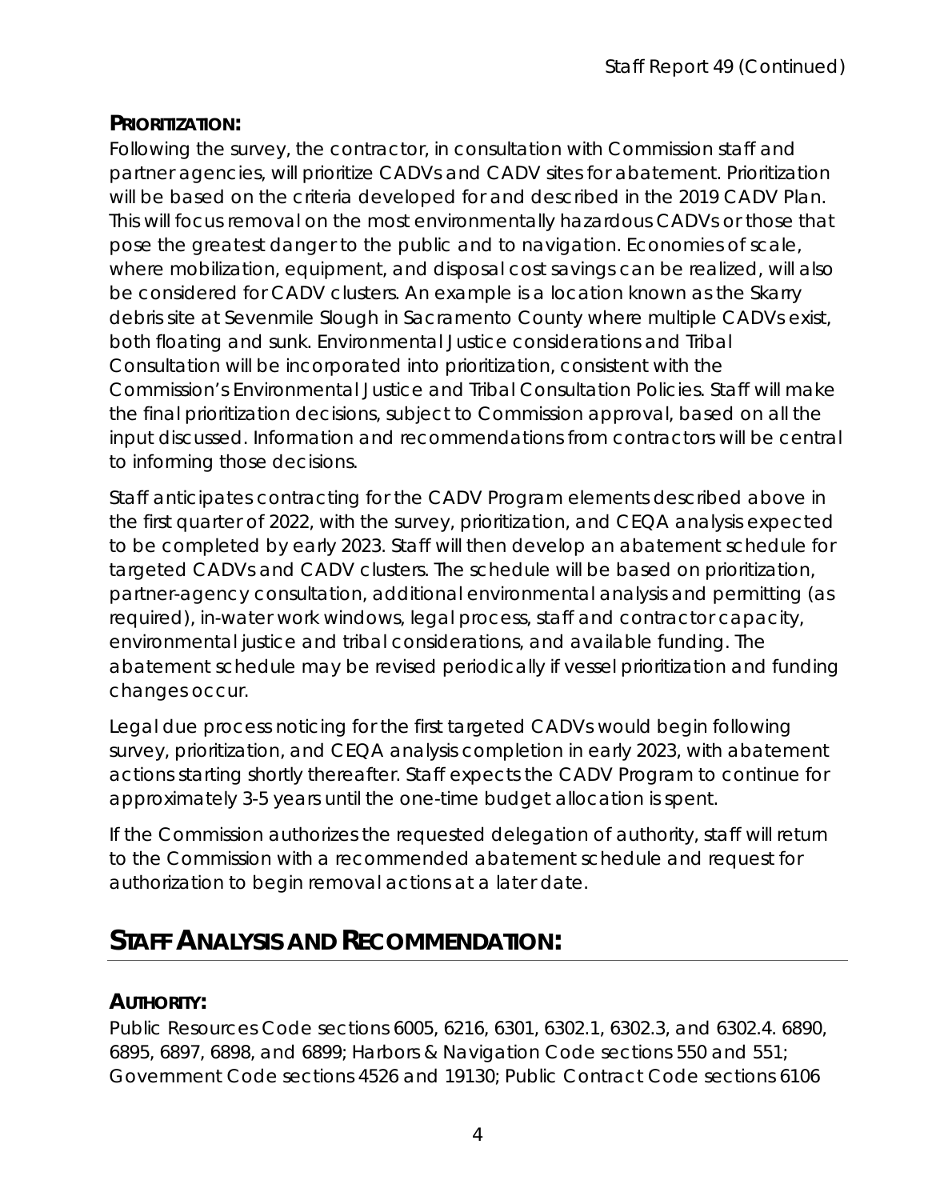### PRIORITIZATION:

Following the survey, the contractor, in consultation with Commission staff and partner agencies, will prioritize CADVs and CADV sites for abatement. Prioritization will be based on the criteria developed for and described in the 2019 CADV Plan. This will focus removal on the most environmentally hazardous CADVs or those that pose the greatest danger to the public and to navigation. Economies of scale, where mobilization, equipment, and disposal cost savings can be realized, will also be considered for CADV clusters. An example is a location known as the Skarry debris site at Sevenmile Slough in Sacramento County where multiple CADVs exist, both floating and sunk. Environmental Justice considerations and Tribal Consultation will be incorporated into prioritization, consistent with the Commission's Environmental Justice and Tribal Consultation Policies. Staff will make the final prioritization decisions, subject to Commission approval, based on all the input discussed. Information and recommendations from contractors will be central to informing those decisions.

Staff anticipates contracting for the CADV Program elements described above in the first quarter of 2022, with the survey, prioritization, and CEQA analysis expected to be completed by early 2023. Staff will then develop an abatement schedule for targeted CADVs and CADV clusters. The schedule will be based on prioritization, partner-agency consultation, additional environmental analysis and permitting (as required), in-water work windows, legal process, staff and contractor capacity, environmental justice and tribal considerations, and available funding. The abatement schedule may be revised periodically if vessel prioritization and funding changes occur.

Legal due process noticing for the first targeted CADVs would begin following survey, prioritization, and CEQA analysis completion in early 2023, with abatement actions starting shortly thereafter. Staff expects the CADV Program to continue for approximately 3-5 years until the one-time budget allocation is spent.

If the Commission authorizes the requested delegation of authority, staff will return to the Commission with a recommended abatement schedule and request for authorization to begin removal actions at a later date.

## STAFF ANALYSIS AND RECOMMENDATION:

### AUTHORITY:

Public Resources Code sections 6005, 6216, 6301, 6302.1, 6302.3, and 6302.4. 6890, 6895, 6897, 6898, and 6899; Harbors & Navigation Code sections 550 and 551; Government Code sections 4526 and 19130; Public Contract Code sections 6106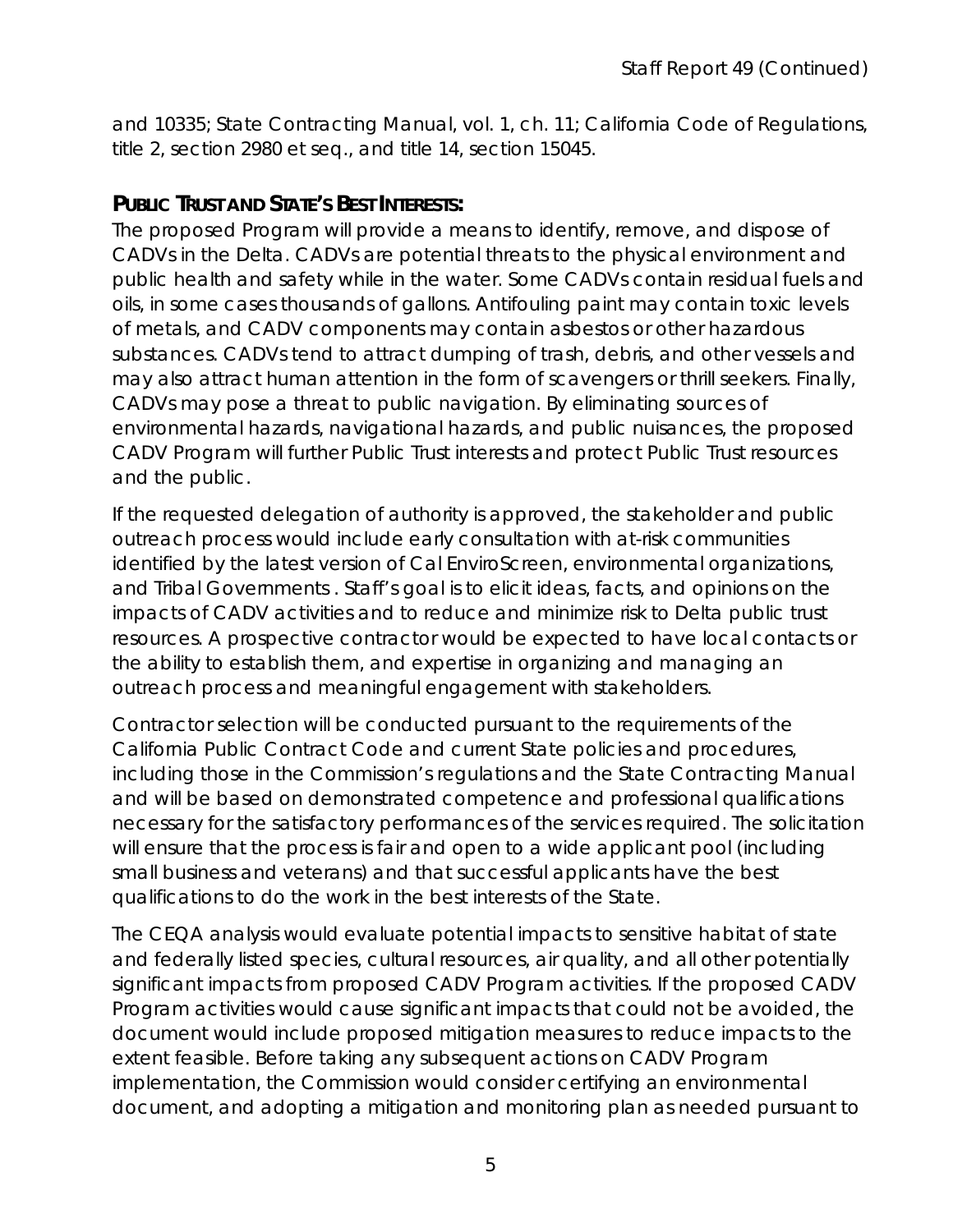and 10335; State Contracting Manual, vol. 1, ch. 11; California Code of Regulations, title 2, section 2980 et seq., and title 14, section 15045.

## PUBLIC TRUST AND STATE'S BEST INTERESTS:

The proposed Program will provide a means to identify, remove, and dispose of CADVs in the Delta. CADVs are potential threats to the physical environment and public health and safety while in the water. Some CADVs contain residual fuels and oils, in some cases thousands of gallons. Antifouling paint may contain toxic levels of metals, and CADV components may contain asbestos or other hazardous substances. CADVs tend to attract dumping of trash, debris, and other vessels and may also attract human attention in the form of scavengers or thrill seekers. Finally, CADVs may pose a threat to public navigation. By eliminating sources of environmental hazards, navigational hazards, and public nuisances, the proposed CADV Program will further Public Trust interests and protect Public Trust resources and the public.

If the requested delegation of authority is approved, the stakeholder and public outreach process would include early consultation with at-risk communities identified by the latest version of Cal EnviroScreen, environmental organizations, and Tribal Governments . Staff's goal is to elicit ideas, facts, and opinions on the impacts of CADV activities and to reduce and minimize risk to Delta public trust resources. A prospective contractor would be expected to have local contacts or the ability to establish them, and expertise in organizing and managing an outreach process and meaningful engagement with stakeholders.

Contractor selection will be conducted pursuant to the requirements of the California Public Contract Code and current State policies and procedures, including those in the Commission's regulations and the State Contracting Manual and will be based on demonstrated competence and professional qualifications necessary for the satisfactory performances of the services required. The solicitation will ensure that the process is fair and open to a wide applicant pool (including small business and veterans) and that successful applicants have the best qualifications to do the work in the best interests of the State.

The CEQA analysis would evaluate potential impacts to sensitive habitat of state and federally listed species, cultural resources, air quality, and all other potentially significant impacts from proposed CADV Program activities. If the proposed CADV Program activities would cause significant impacts that could not be avoided, the document would include proposed mitigation measures to reduce impacts to the extent feasible. Before taking any subsequent actions on CADV Program implementation, the Commission would consider certifying an environmental document, and adopting a mitigation and monitoring plan as needed pursuant to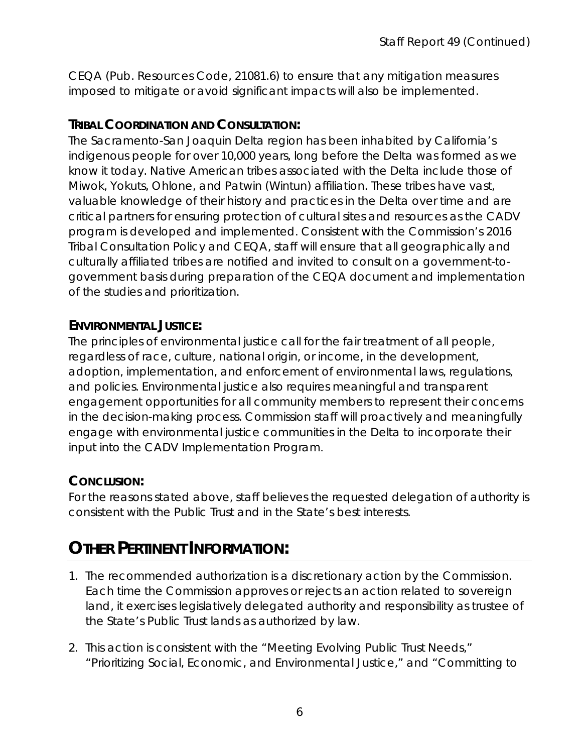CEQA (Pub. Resources Code, 21081.6) to ensure that any mitigation measures imposed to mitigate or avoid significant impacts will also be implemented.

### TRIBAL COORDINATION AND CONSULTATION:

The Sacramento-San Joaquin Delta region has been inhabited by California's indigenous people for over 10,000 years, long before the Delta was formed as we know it today. Native American tribes associated with the Delta include those of Miwok, Yokuts, Ohlone, and Patwin (Wintun) affiliation. These tribes have vast, valuable knowledge of their history and practices in the Delta over time and are critical partners for ensuring protection of cultural sites and resources as the CADV program is developed and implemented. Consistent with the Commission's 2016 Tribal Consultation Policy and CEQA, staff will ensure that all geographically and culturally affiliated tribes are notified and invited to consult on a government-to-government basis during preparation of the CEQA document and implementation of the studies and prioritization.

### ENVIRONMENTAL JUSTICE:

The principles of environmental justice call for the fair treatment of all people, regardless of race, culture, national origin, or income, in the development, adoption, implementation, and enforcement of environmental laws, regulations, and policies. Environmental justice also requires meaningful and transparent engagement opportunities for all community members to represent their concerns in the decision-making process. Commission staff will proactively and meaningfully engage with environmental justice communities in the Delta to incorporate their input into the CADV Implementation Program.

### CONCLUSION:

For the reasons stated above, staff believes the requested delegation of authority is consistent with the Public Trust and in the State's best interests.

## OTHER PERTINENT INFORMATION:

1. The recommended authorization is a discretionary action by the Commission. Each time the Commission approves or rejects an action related to sovereign land, it exercises legislatively delegated authority and responsibility as trustee of the State's Public Trust lands as authorized by law.
2. This action is consistent with the "Meeting Evolving Public Trust Needs," "Prioritizing Social, Economic, and Environmental Justice," and "Committing to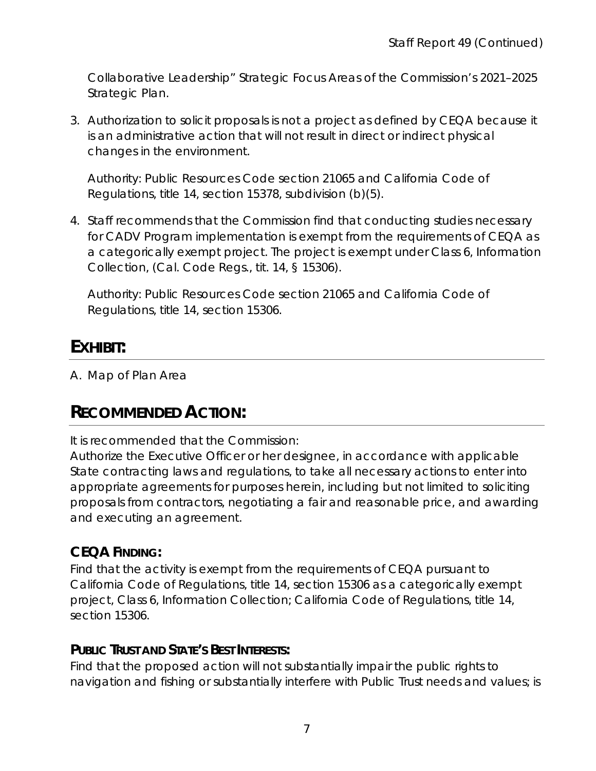Collaborative Leadership" Strategic Focus Areas of the Commission's 2021–2025 Strategic Plan.

3. Authorization to solicit proposals is not a project as defined by CEQA because it is an administrative action that will not result in direct or indirect physical changes in the environment.

   Authority: Public Resources Code section 21065 and California Code of Regulations, title 14, section 15378, subdivision (b)(5).

4. Staff recommends that the Commission find that conducting studies necessary for CADV Program implementation is exempt from the requirements of CEQA as a categorically exempt project. The project is exempt under Class 6, Information Collection, (Cal. Code Regs., tit. 14, § 15306).

   Authority: Public Resources Code section 21065 and California Code of Regulations, title 14, section 15306.

## EXHIBIT:

A. Map of Plan Area

## RECOMMENDED ACTION:

It is recommended that the Commission:

Authorize the Executive Officer or her designee, in accordance with applicable State contracting laws and regulations, to take all necessary actions to enter into appropriate agreements for purposes herein, including but not limited to soliciting proposals from contractors, negotiating a fair and reasonable price, and awarding and executing an agreement.

### CEQA FINDING:

Find that the activity is exempt from the requirements of CEQA pursuant to California Code of Regulations, title 14, section 15306 as a categorically exempt project, Class 6, Information Collection; California Code of Regulations, title 14, section 15306.

### PUBLIC TRUST AND STATE'S BEST INTERESTS:

Find that the proposed action will not substantially impair the public rights to navigation and fishing or substantially interfere with Public Trust needs and values; is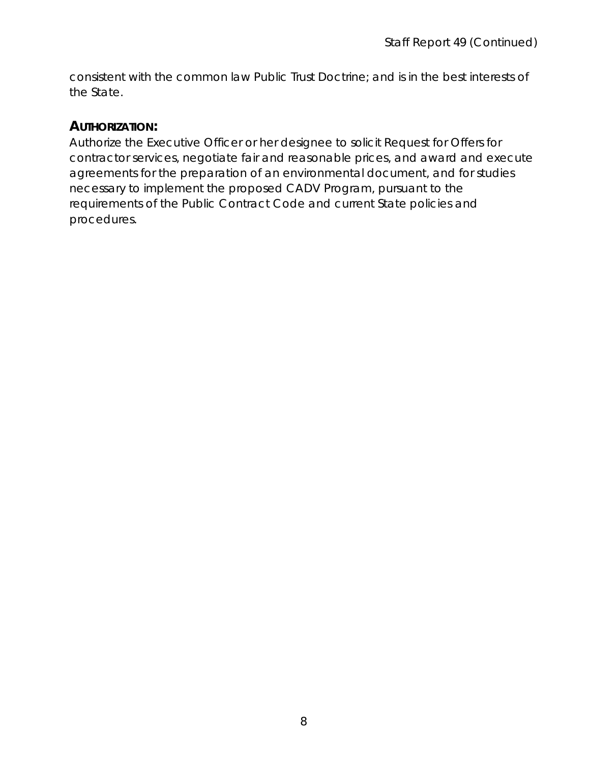consistent with the common law Public Trust Doctrine; and is in the best interests of the State.

## AUTHORIZATION:

Authorize the Executive Officer or her designee to solicit Request for Offers for contractor services, negotiate fair and reasonable prices, and award and execute agreements for the preparation of an environmental document, and for studies necessary to implement the proposed CADV Program, pursuant to the requirements of the Public Contract Code and current State policies and procedures.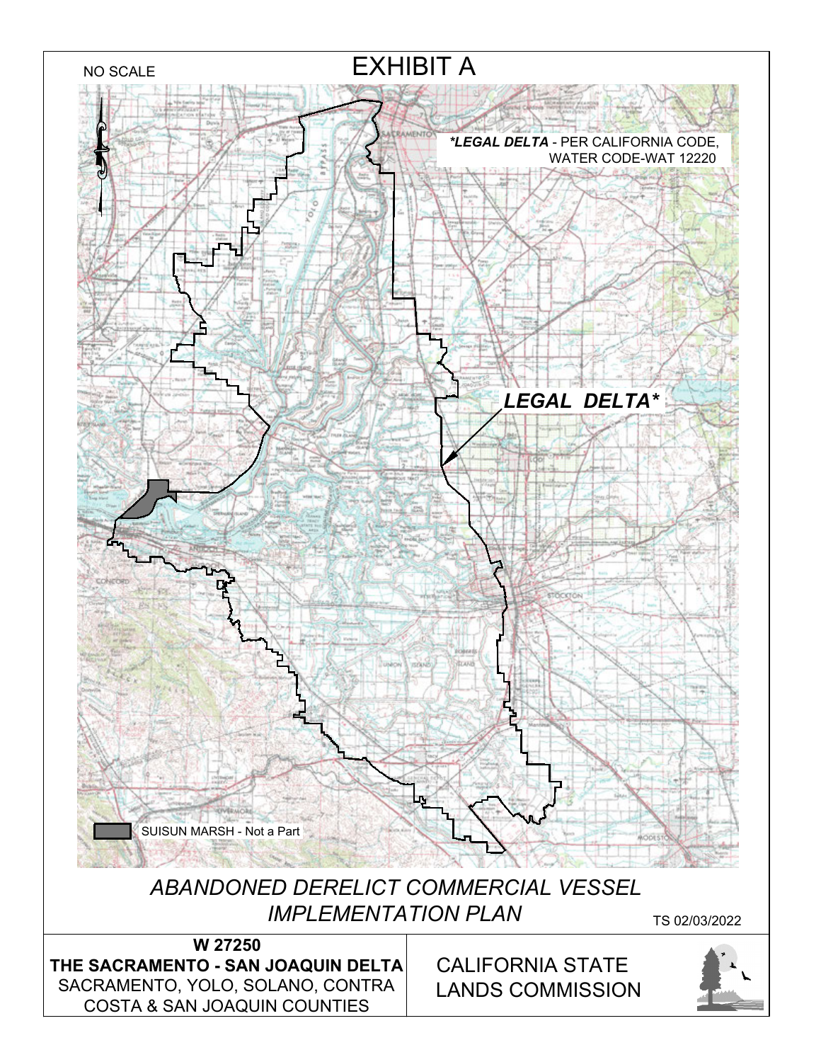NO SCALE

# EXHIBIT A

***LEGAL DELTA** - PER CALIFORNIA CODE, WATER CODE-WAT 12220*

***LEGAL DELTA****

SUISUN MARSH - Not a Part

*ABANDONED DERELICT COMMERCIAL VESSEL IMPLEMENTATION PLAN*

TS 02/03/2022

**W 27250**

**THE SACRAMENTO - SAN JOAQUIN DELTA**

SACRAMENTO, YOLO, SOLANO, CONTRA COSTA & SAN JOAQUIN COUNTIES

CALIFORNIA STATE LANDS COMMISSION